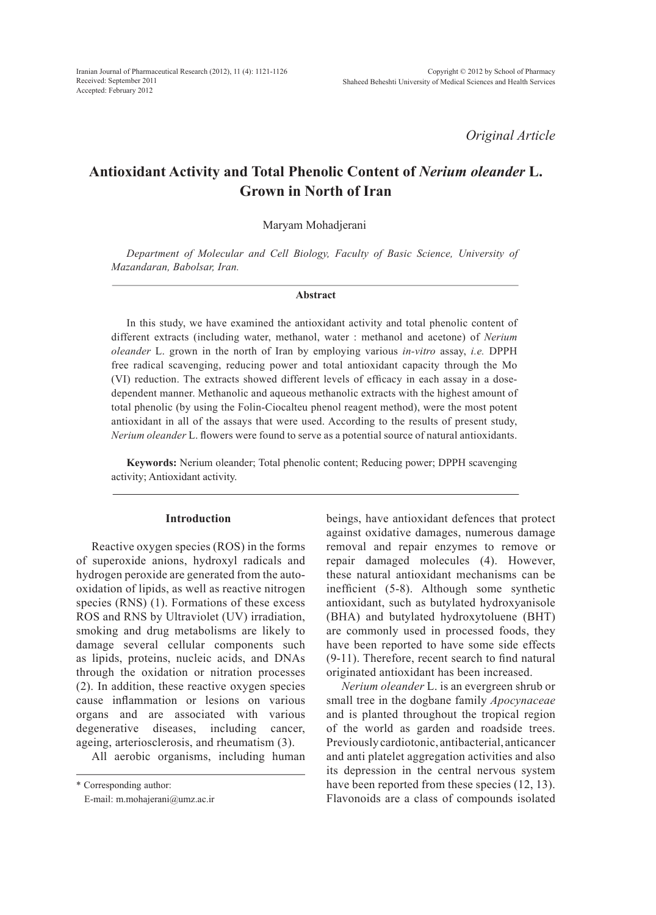*Original Article*

# Antioxidant Activity and Total Phenolic Content of *Nerium oleander* L. Grown in North of Iran

Maryam Mohadjerani

*Department of Molecular and Cell Biology, Faculty of Basic Science, University of Mazandaran, Babolsar, Iran.*

## Abstract

In this study, we have examined the antioxidant activity and total phenolic content of different extracts (including water, methanol, water : methanol and acetone) of *Nerium oleander* L. grown in the north of Iran by employing various *in-vitro* assay, *i.e.* DPPH free radical scavenging, reducing power and total antioxidant capacity through the Mo (VI) reduction. The extracts showed different levels of efficacy in each assay in a dose-dependent manner. Methanolic and aqueous methanolic extracts with the highest amount of total phenolic (by using the Folin-Ciocalteu phenol reagent method), were the most potent antioxidant in all of the assays that were used. According to the results of present study, *Nerium oleander* L. flowers were found to serve as a potential source of natural antioxidants.

**Keywords:** Nerium oleander; Total phenolic content; Reducing power; DPPH scavenging activity; Antioxidant activity.

## Introduction

Reactive oxygen species (ROS) in the forms of superoxide anions, hydroxyl radicals and hydrogen peroxide are generated from the auto-oxidation of lipids, as well as reactive nitrogen species (RNS) (1). Formations of these excess ROS and RNS by Ultraviolet (UV) irradiation, smoking and drug metabolisms are likely to damage several cellular components such as lipids, proteins, nucleic acids, and DNAs through the oxidation or nitration processes (2). In addition, these reactive oxygen species cause inflammation or lesions on various organs and are associated with various degenerative diseases, including cancer, ageing, arteriosclerosis, and rheumatism (3).

All aerobic organisms, including human beings, have antioxidant defences that protect against oxidative damages, numerous damage removal and repair enzymes to remove or repair damaged molecules (4). However, these natural antioxidant mechanisms can be inefficient (5-8). Although some synthetic antioxidant, such as butylated hydroxyanisole (BHA) and butylated hydroxytoluene (BHT) are commonly used in processed foods, they have been reported to have some side effects (9-11). Therefore, recent search to find natural originated antioxidant has been increased.

*Nerium oleander* L. is an evergreen shrub or small tree in the dogbane family *Apocynaceae* and is planted throughout the tropical region of the world as garden and roadside trees. Previously cardiotonic, antibacterial, anticancer and anti platelet aggregation activities and also its depression in the central nervous system have been reported from these species (12, 13). Flavonoids are a class of compounds isolated

\* Corresponding author:
E-mail: m.mohajerani@umz.ac.ir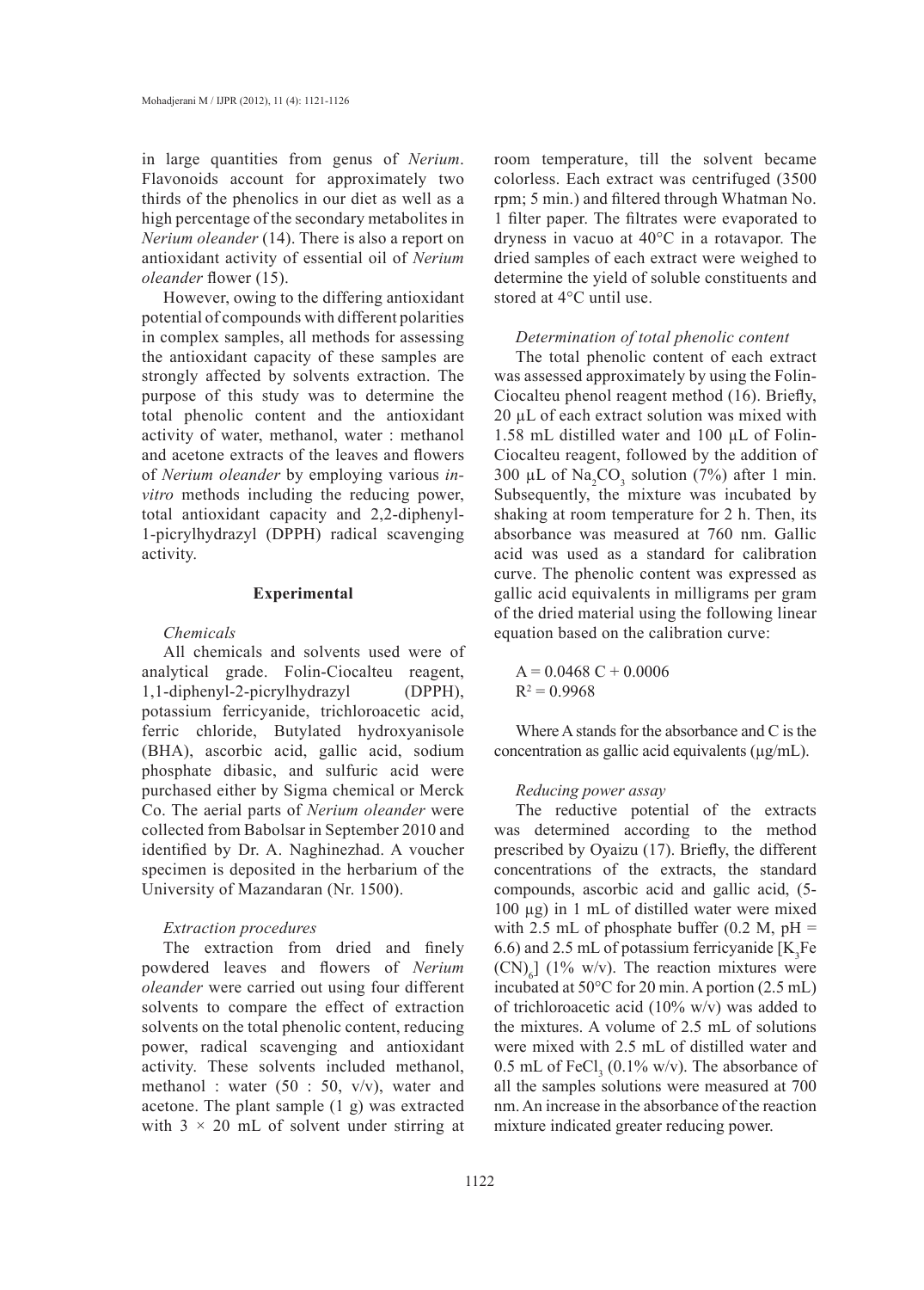in large quantities from genus of *Nerium*. Flavonoids account for approximately two thirds of the phenolics in our diet as well as a high percentage of the secondary metabolites in *Nerium oleander* (14). There is also a report on antioxidant activity of essential oil of *Nerium oleander* flower (15).

However, owing to the differing antioxidant potential of compounds with different polarities in complex samples, all methods for assessing the antioxidant capacity of these samples are strongly affected by solvents extraction. The purpose of this study was to determine the total phenolic content and the antioxidant activity of water, methanol, water : methanol and acetone extracts of the leaves and flowers of *Nerium oleander* by employing various *in-vitro* methods including the reducing power, total antioxidant capacity and 2,2-diphenyl-1-picrylhydrazyl (DPPH) radical scavenging activity.

## Experimental

### *Chemicals*

All chemicals and solvents used were of analytical grade. Folin-Ciocalteu reagent, 1,1-diphenyl-2-picrylhydrazyl (DPPH), potassium ferricyanide, trichloroacetic acid, ferric chloride, Butylated hydroxyanisole (BHA), ascorbic acid, gallic acid, sodium phosphate dibasic, and sulfuric acid were purchased either by Sigma chemical or Merck Co. The aerial parts of *Nerium oleander* were collected from Babolsar in September 2010 and identified by Dr. A. Naghinezhad. A voucher specimen is deposited in the herbarium of the University of Mazandaran (Nr. 1500).

### *Extraction procedures*

The extraction from dried and finely powdered leaves and flowers of *Nerium oleander* were carried out using four different solvents to compare the effect of extraction solvents on the total phenolic content, reducing power, radical scavenging and antioxidant activity. These solvents included methanol, methanol : water (50 : 50, v/v), water and acetone. The plant sample (1 g) was extracted with 3 × 20 mL of solvent under stirring at room temperature, till the solvent became colorless. Each extract was centrifuged (3500 rpm; 5 min.) and filtered through Whatman No. 1 filter paper. The filtrates were evaporated to dryness in vacuo at 40°C in a rotavapor. The dried samples of each extract were weighed to determine the yield of soluble constituents and stored at 4°C until use.

### *Determination of total phenolic content*

The total phenolic content of each extract was assessed approximately by using the Folin-Ciocalteu phenol reagent method (16). Briefly, 20 µL of each extract solution was mixed with 1.58 mL distilled water and 100 µL of Folin-Ciocalteu reagent, followed by the addition of 300 µL of $Na_2CO_3$ solution (7%) after 1 min. Subsequently, the mixture was incubated by shaking at room temperature for 2 h. Then, its absorbance was measured at 760 nm. Gallic acid was used as a standard for calibration curve. The phenolic content was expressed as gallic acid equivalents in milligrams per gram of the dried material using the following linear equation based on the calibration curve:

$$A = 0.0468\ C + 0.0006$$

$$R^2 = 0.9968$$

Where A stands for the absorbance and C is the concentration as gallic acid equivalents (µg/mL).

### *Reducing power assay*

The reductive potential of the extracts was determined according to the method prescribed by Oyaizu (17). Briefly, the different concentrations of the extracts, the standard compounds, ascorbic acid and gallic acid, (5-100 µg) in 1 mL of distilled water were mixed with 2.5 mL of phosphate buffer (0.2 M, pH = 6.6) and 2.5 mL of potassium ferricyanide [$K_3Fe(CN)_6$] (1% w/v). The reaction mixtures were incubated at 50°C for 20 min. A portion (2.5 mL) of trichloroacetic acid (10% w/v) was added to the mixtures. A volume of 2.5 mL of solutions were mixed with 2.5 mL of distilled water and 0.5 mL of $FeCl_3$ (0.1% w/v). The absorbance of all the samples solutions were measured at 700 nm. An increase in the absorbance of the reaction mixture indicated greater reducing power.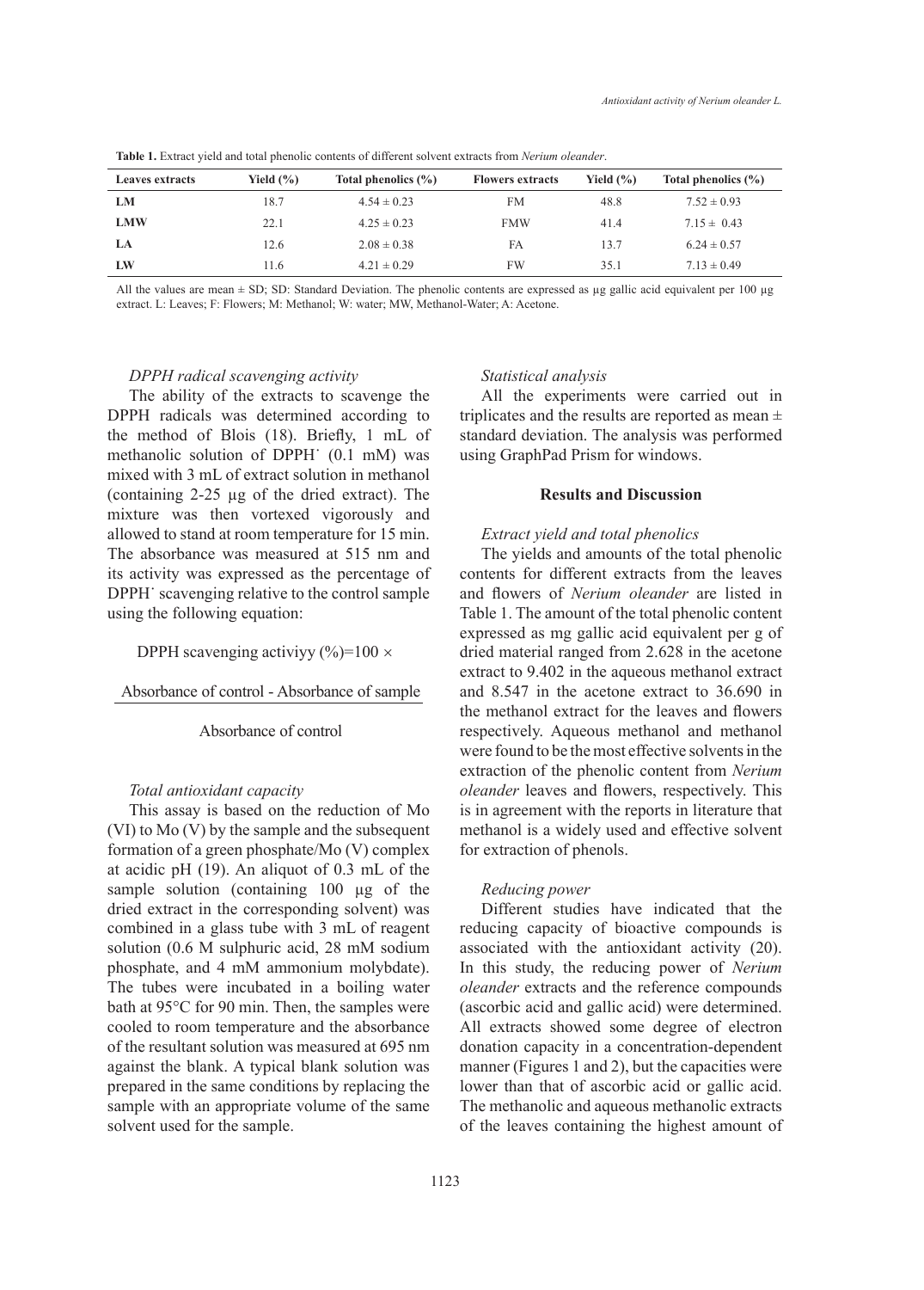**Table 1.** Extract yield and total phenolic contents of different solvent extracts from *Nerium oleander*.

| Leaves extracts | Yield (%) | Total phenolics (%) | Flowers extracts | Yield (%) | Total phenolics (%) |
|---|---|---|---|---|---|
| **LM** | 18.7 | 4.54 ± 0.23 | FM | 48.8 | 7.52 ± 0.93 |
| **LMW** | 22.1 | 4.25 ± 0.23 | FMW | 41.4 | 7.15 ± 0.43 |
| **LA** | 12.6 | 2.08 ± 0.38 | FA | 13.7 | 6.24 ± 0.57 |
| **LW** | 11.6 | 4.21 ± 0.29 | FW | 35.1 | 7.13 ± 0.49 |

All the values are mean ± SD; SD: Standard Deviation. The phenolic contents are expressed as µg gallic acid equivalent per 100 µg extract. L: Leaves; F: Flowers; M: Methanol; W: water; MW, Methanol-Water; A: Acetone.

*DPPH radical scavenging activity*

The ability of the extracts to scavenge the DPPH radicals was determined according to the method of Blois (18). Briefly, 1 mL of methanolic solution of $DPPH^{\cdot}$ (0.1 mM) was mixed with 3 mL of extract solution in methanol (containing 2-25 µg of the dried extract). The mixture was then vortexed vigorously and allowed to stand at room temperature for 15 min. The absorbance was measured at 515 nm and its activity was expressed as the percentage of $DPPH^{\cdot}$ scavenging relative to the control sample using the following equation:

$$\text{DPPH scavenging activiyy (\%)} = 100 \times \frac{\text{Absorbance of control - Absorbance of sample}}{\text{Absorbance of control}}$$

*Total antioxidant capacity*

This assay is based on the reduction of Mo (VI) to Mo (V) by the sample and the subsequent formation of a green phosphate/Mo (V) complex at acidic pH (19). An aliquot of 0.3 mL of the sample solution (containing 100 µg of the dried extract in the corresponding solvent) was combined in a glass tube with 3 mL of reagent solution (0.6 M sulphuric acid, 28 mM sodium phosphate, and 4 mM ammonium molybdate). The tubes were incubated in a boiling water bath at 95°C for 90 min. Then, the samples were cooled to room temperature and the absorbance of the resultant solution was measured at 695 nm against the blank. A typical blank solution was prepared in the same conditions by replacing the sample with an appropriate volume of the same solvent used for the sample.

*Statistical analysis*

All the experiments were carried out in triplicates and the results are reported as mean ± standard deviation. The analysis was performed using GraphPad Prism for windows.

## Results and Discussion

*Extract yield and total phenolics*

The yields and amounts of the total phenolic contents for different extracts from the leaves and flowers of *Nerium oleander* are listed in Table 1. The amount of the total phenolic content expressed as mg gallic acid equivalent per g of dried material ranged from 2.628 in the acetone extract to 9.402 in the aqueous methanol extract and 8.547 in the acetone extract to 36.690 in the methanol extract for the leaves and flowers respectively. Aqueous methanol and methanol were found to be the most effective solvents in the extraction of the phenolic content from *Nerium oleander* leaves and flowers, respectively. This is in agreement with the reports in literature that methanol is a widely used and effective solvent for extraction of phenols.

*Reducing power*

Different studies have indicated that the reducing capacity of bioactive compounds is associated with the antioxidant activity (20). In this study, the reducing power of *Nerium oleander* extracts and the reference compounds (ascorbic acid and gallic acid) were determined. All extracts showed some degree of electron donation capacity in a concentration-dependent manner (Figures 1 and 2), but the capacities were lower than that of ascorbic acid or gallic acid. The methanolic and aqueous methanolic extracts of the leaves containing the highest amount of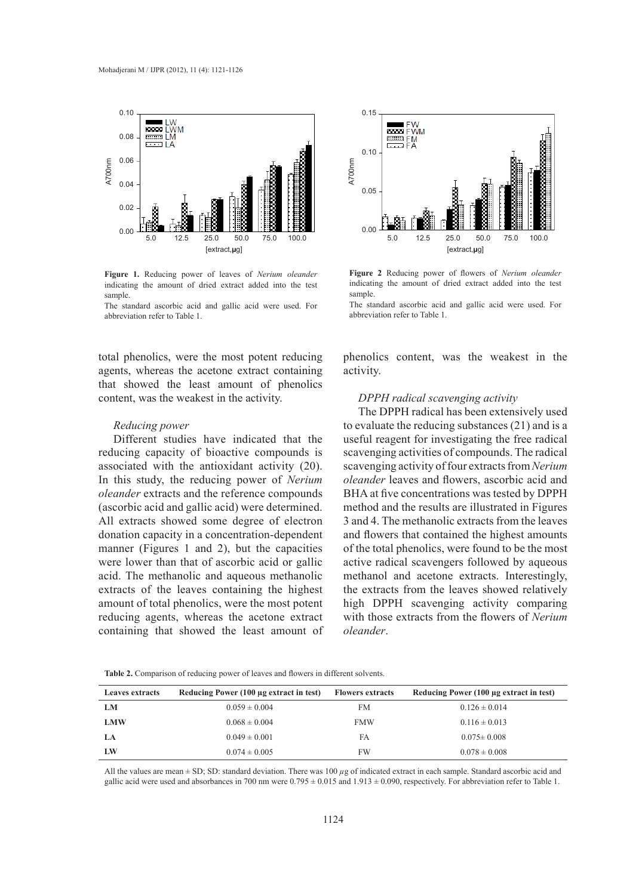**Figure 1.** Reducing power of leaves of *Nerium oleander* indicating the amount of dried extract added into the test sample.

The standard ascorbic acid and gallic acid were used. For abbreviation refer to Table 1.

**Figure 2** Reducing power of flowers of *Nerium oleander* indicating the amount of dried extract added into the test sample.

The standard ascorbic acid and gallic acid were used. For abbreviation refer to Table 1.

total phenolics, were the most potent reducing agents, whereas the acetone extract containing that showed the least amount of phenolics content, was the weakest in the activity.

### *Reducing power*

Different studies have indicated that the reducing capacity of bioactive compounds is associated with the antioxidant activity (20). In this study, the reducing power of *Nerium oleander* extracts and the reference compounds (ascorbic acid and gallic acid) were determined. All extracts showed some degree of electron donation capacity in a concentration-dependent manner (Figures 1 and 2), but the capacities were lower than that of ascorbic acid or gallic acid. The methanolic and aqueous methanolic extracts of the leaves containing the highest amount of total phenolics, were the most potent reducing agents, whereas the acetone extract containing that showed the least amount of phenolics content, was the weakest in the activity.

### *DPPH radical scavenging activity*

The DPPH radical has been extensively used to evaluate the reducing substances (21) and is a useful reagent for investigating the free radical scavenging activities of compounds. The radical scavenging activity of four extracts from *Nerium oleander* leaves and flowers, ascorbic acid and BHA at five concentrations was tested by DPPH method and the results are illustrated in Figures 3 and 4. The methanolic extracts from the leaves and flowers that contained the highest amounts of the total phenolics, were found to be the most active radical scavengers followed by aqueous methanol and acetone extracts. Interestingly, the extracts from the leaves showed relatively high DPPH scavenging activity comparing with those extracts from the flowers of *Nerium oleander*.

**Table 2.** Comparison of reducing power of leaves and flowers in different solvents.

| Leaves extracts | Reducing Power (100 µg extract in test) | Flowers extracts | Reducing Power (100 µg extract in test) |
|---|---|---|---|
| **LM** | 0.059 ± 0.004 | FM | 0.126 ± 0.014 |
| **LMW** | 0.068 ± 0.004 | FMW | 0.116 ± 0.013 |
| **LA** | 0.049 ± 0.001 | FA | 0.075± 0.008 |
| **LW** | 0.074 ± 0.005 | FW | 0.078 ± 0.008 |

All the values are mean ± SD; SD: standard deviation. There was 100 µg of indicated extract in each sample. Standard ascorbic acid and gallic acid were used and absorbances in 700 nm were 0.795 ± 0.015 and 1.913 ± 0.090, respectively. For abbreviation refer to Table 1.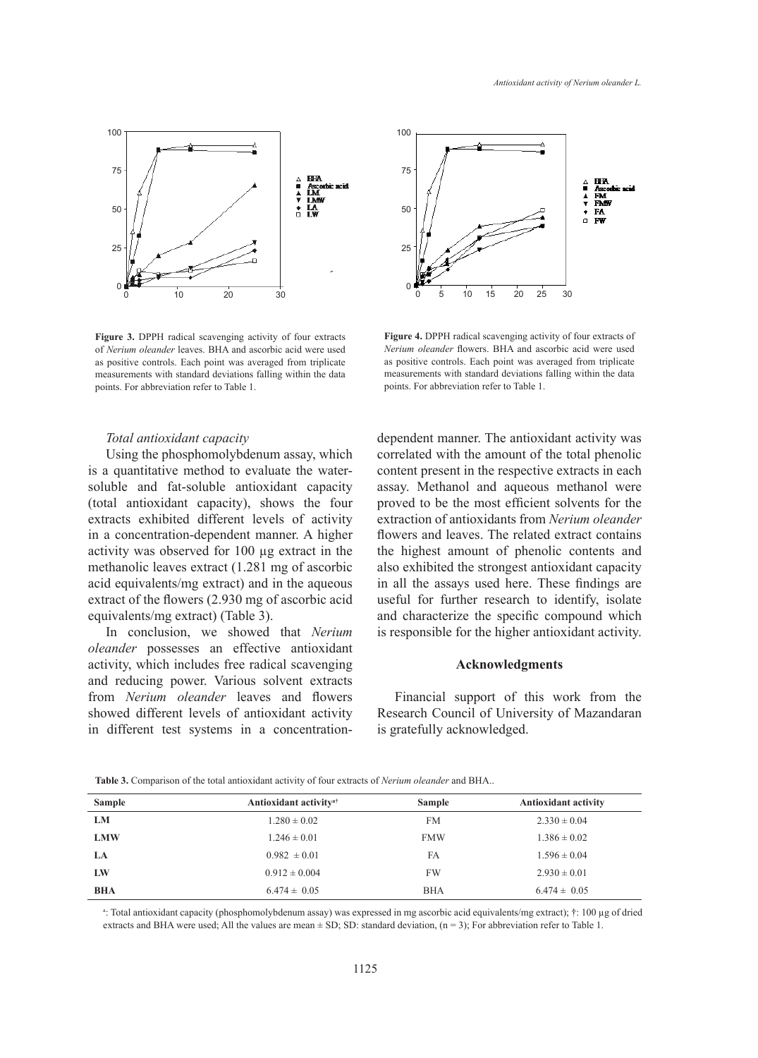Figure 3. DPPH radical scavenging activity of four extracts of *Nerium oleander* leaves. BHA and ascorbic acid were used as positive controls. Each point was averaged from triplicate measurements with standard deviations falling within the data points. For abbreviation refer to Table 1.

Figure 4. DPPH radical scavenging activity of four extracts of *Nerium oleander* flowers. BHA and ascorbic acid were used as positive controls. Each point was averaged from triplicate measurements with standard deviations falling within the data points. For abbreviation refer to Table 1.

*Total antioxidant capacity*

Using the phosphomolybdenum assay, which is a quantitative method to evaluate the water-soluble and fat-soluble antioxidant capacity (total antioxidant capacity), shows the four extracts exhibited different levels of activity in a concentration-dependent manner. A higher activity was observed for 100 µg extract in the methanolic leaves extract (1.281 mg of ascorbic acid equivalents/mg extract) and in the aqueous extract of the flowers (2.930 mg of ascorbic acid equivalents/mg extract) (Table 3).

In conclusion, we showed that *Nerium oleander* possesses an effective antioxidant activity, which includes free radical scavenging and reducing power. Various solvent extracts from *Nerium oleander* leaves and flowers showed different levels of antioxidant activity in different test systems in a concentration-dependent manner. The antioxidant activity was correlated with the amount of the total phenolic content present in the respective extracts in each assay. Methanol and aqueous methanol were proved to be the most efficient solvents for the extraction of antioxidants from *Nerium oleander* flowers and leaves. The related extract contains the highest amount of phenolic contents and also exhibited the strongest antioxidant capacity in all the assays used here. These findings are useful for further research to identify, isolate and characterize the specific compound which is responsible for the higher antioxidant activity.

## Acknowledgments

Financial support of this work from the Research Council of University of Mazandaran is gratefully acknowledged.

**Table 3.** Comparison of the total antioxidant activity of four extracts of *Nerium oleander* and BHA..

| Sample | Antioxidant activity[a†] | Sample | Antioxidant activity |
|---|---|---|---|
| **LM** | 1.280 ± 0.02 | FM | 2.330 ± 0.04 |
| **LMW** | 1.246 ± 0.01 | FMW | 1.386 ± 0.02 |
| **LA** | 0.982 ± 0.01 | FA | 1.596 ± 0.04 |
| **LW** | 0.912 ± 0.004 | FW | 2.930 ± 0.01 |
| **BHA** | 6.474 ± 0.05 | BHA | 6.474 ± 0.05 |

[a]: Total antioxidant capacity (phosphomolybdenum assay) was expressed in mg ascorbic acid equivalents/mg extract); †: 100 µg of dried extracts and BHA were used; All the values are mean ± SD; SD: standard deviation, (n = 3); For abbreviation refer to Table 1.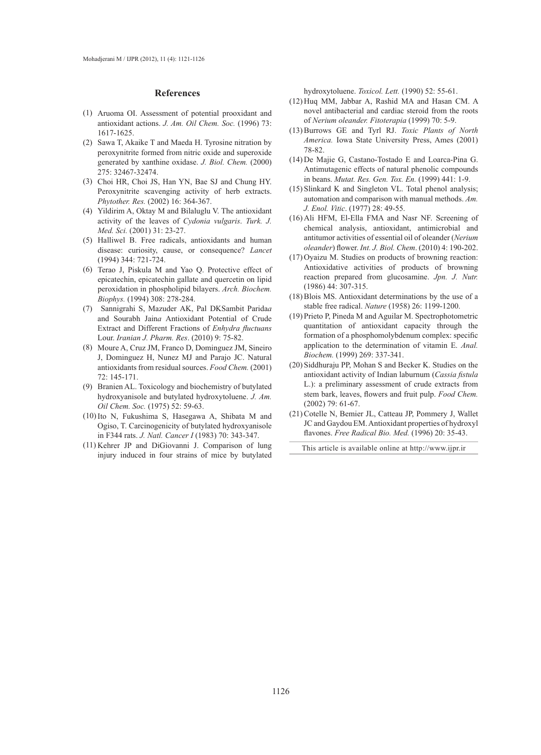## References

(1) Aruoma OI. Assessment of potential prooxidant and antioxidant actions. *J. Am. Oil Chem. Soc.* (1996) 73: 1617-1625.

(2) Sawa T, Akaike T and Maeda H. Tyrosine nitration by peroxynitrite formed from nitric oxide and superoxide generated by xanthine oxidase. *J. Biol. Chem.* (2000) 275: 32467-32474.

(3) Choi HR, Choi JS, Han YN, Bae SJ and Chung HY. Peroxynitrite scavenging activity of herb extracts. *Phytother. Res.* (2002) 16: 364-367.

(4) Yildirim A, Oktay M and Bilaluglu V. The antioxidant activity of the leaves of *Cydonia vulgaris*. *Turk. J. Med. Sci.* (2001) 31: 23-27.

(5) Halliwel B. Free radicals, antioxidants and human disease: curiosity, cause, or consequence? *Lancet* (1994) 344: 721-724.

(6) Terao J, Piskula M and Yao Q. Protective effect of epicatechin, epicatechin gallate and quercetin on lipid peroxidation in phospholipid bilayers. *Arch. Biochem. Biophys.* (1994) 308: 278-284.

(7) Sannigrahi S, Mazuder AK, Pal DKSambit Parida*a* and Sourabh Jain*a* Antioxidant Potential of Crude Extract and Different Fractions of *Enhydra fluctuans* Lour. *Iranian J. Pharm. Res*. (2010) 9: 75-82.

(8) Moure A, Cruz JM, Franco D, Dominguez JM, Sineiro J, Dominguez H, Nunez MJ and Parajo JC. Natural antioxidants from residual sources. *Food Chem.* (2001) 72: 145-171.

(9) Branien AL. Toxicology and biochemistry of butylated hydroxyanisole and butylated hydroxytoluene. *J. Am. Oil Chem. Soc.* (1975) 52: 59-63.

(10) Ito N, Fukushima S, Hasegawa A, Shibata M and Ogiso, T. Carcinogenicity of butylated hydroxyanisole in F344 rats. *J. Natl. Cancer I* (1983) 70: 343-347.

(11) Kehrer JP and DiGiovanni J. Comparison of lung injury induced in four strains of mice by butylated hydroxytoluene. *Toxicol. Lett.* (1990) 52: 55-61.

(12) Huq MM, Jabbar A, Rashid MA and Hasan CM. A novel antibacterial and cardiac steroid from the roots of *Nerium oleander. Fitoterapia* (1999) 70: 5-9.

(13) Burrows GE and Tyrl RJ. *Toxic Plants of North America.* Iowa State University Press, Ames (2001) 78-82.

(14) De Majie G, Castano-Tostado E and Loarca-Pina G. Antimutagenic effects of natural phenolic compounds in beans. *Mutat. Res. Gen. Tox. En.* (1999) 441: 1-9.

(15) Slinkard K and Singleton VL. Total phenol analysis; automation and comparison with manual methods. *Am. J. Enol. Vitic*. (1977) 28: 49-55.

(16) Ali HFM, El-Ella FMA and Nasr NF. Screening of chemical analysis, antioxidant, antimicrobial and antitumor activities of essential oil of oleander (*Nerium oleander*) flower. *Int. J. Biol. Chem*. (2010) 4: 190-202.

(17) Oyaizu M. Studies on products of browning reaction: Antioxidative activities of products of browning reaction prepared from glucosamine. *Jpn. J. Nutr.* (1986) 44: 307-315.

(18) Blois MS. Antioxidant determinations by the use of a stable free radical. *Nature* (1958) 26: 1199-1200.

(19) Prieto P, Pineda M and Aguilar M. Spectrophotometric quantitation of antioxidant capacity through the formation of a phosphomolybdenum complex: specific application to the determination of vitamin E. *Anal. Biochem.* (1999) 269: 337-341.

(20) Siddhuraju PP, Mohan S and Becker K. Studies on the antioxidant activity of Indian laburnum (*Cassia fistula* L.): a preliminary assessment of crude extracts from stem bark, leaves, flowers and fruit pulp. *Food Chem.* (2002) 79: 61-67.

(21) Cotelle N, Bemier JL, Catteau JP, Pommery J, Wallet JC and Gaydou EM. Antioxidant properties of hydroxyl flavones. *Free Radical Bio. Med.* (1996) 20: 35-43.

This article is available online at http://www.ijpr.ir